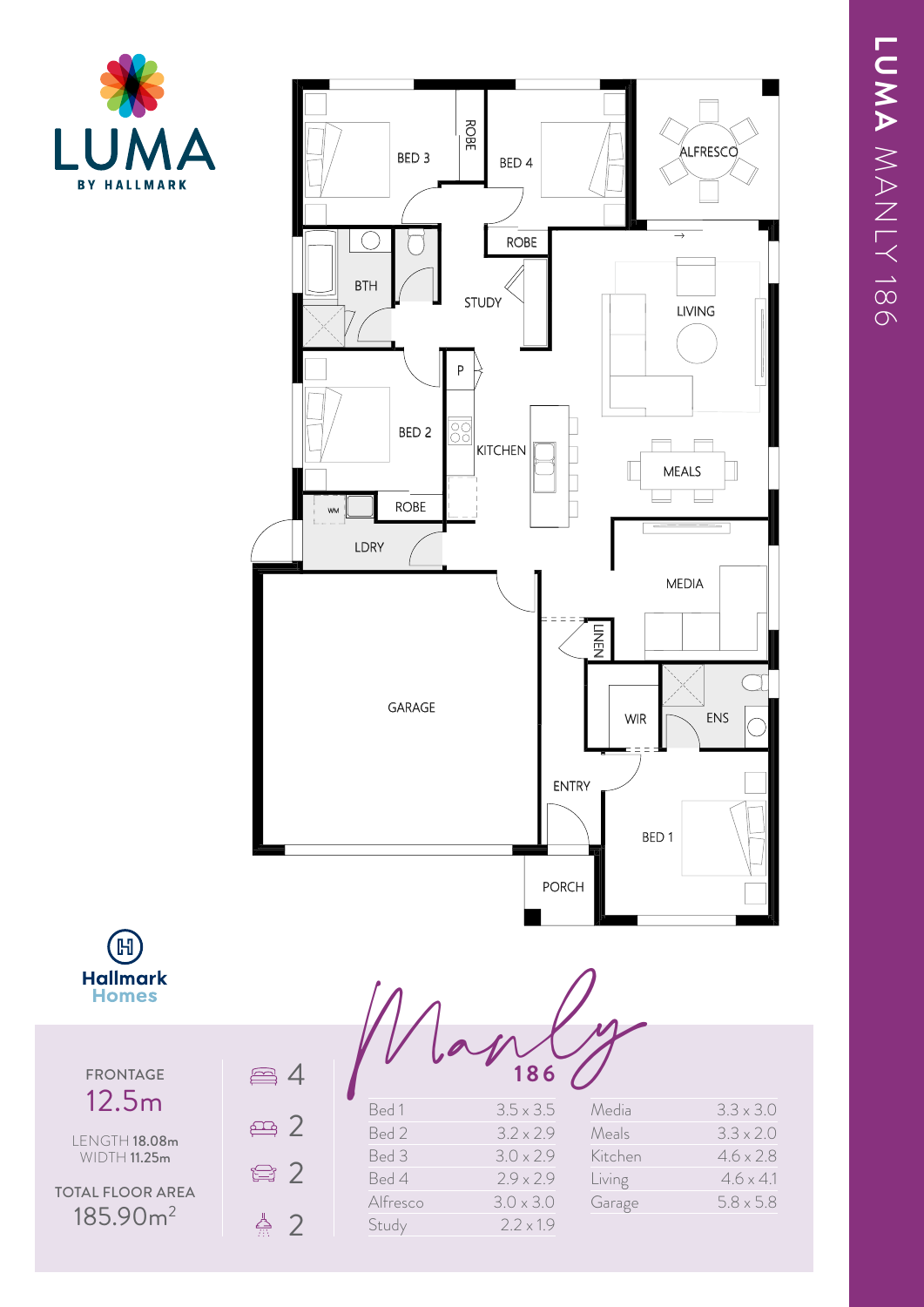# LUMA MANLY 186

LUMA BY HALLMARK

BED 3 ROBE BED 4 ALFRESCO ROBE BTH STUDY LIVING P BED 2 KITCHEN MEALS ROBE WM LDRY MEDIA LINEN GARAGE WIR ENS ENTRY BED 1 PORCH

Hallmark Homes

## Manly 186

FRONTAGE
12.5m

LENGTH **18.08m**
WIDTH **11.25m**

TOTAL FLOOR AREA
185.90m²

4 bedrooms, 2 bathrooms, 2 living areas, 2 car spaces

| Room | Size | Room | Size |
|---|---|---|---|
| Bed 1 | 3.5 x 3.5 | Media | 3.3 x 3.0 |
| Bed 2 | 3.2 x 2.9 | Meals | 3.3 x 2.0 |
| Bed 3 | 3.0 x 2.9 | Kitchen | 4.6 x 2.8 |
| Bed 4 | 2.9 x 2.9 | Living | 4.6 x 4.1 |
| Alfresco | 3.0 x 3.0 | Garage | 5.8 x 5.8 |
| Study | 2.2 x 1.9 | | |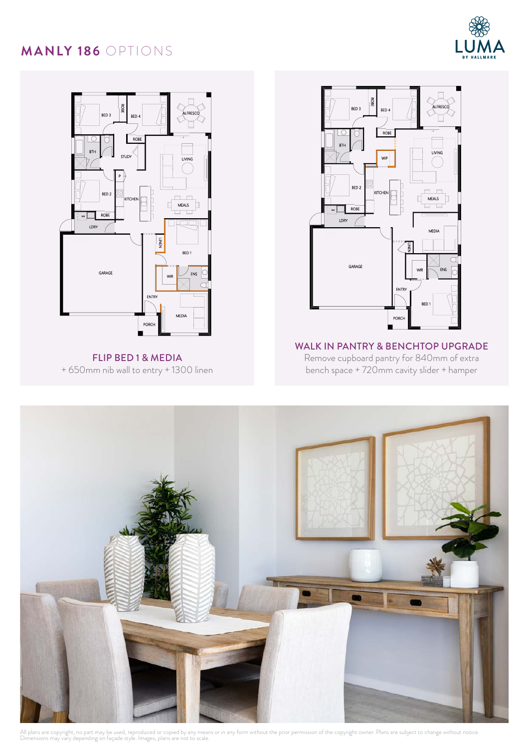# MANLY 186 OPTIONS

LUMA
BY HALLMARK

BED 3
ROBE
BED 4
ALFRESCO
ROBE
BTH
STUDY
LIVING
P
BED 2
KITCHEN
MEALS
ROBE
LDRY
LINEN
BED 1
GARAGE
WIR
ENS
ENTRY
MEDIA
PORCH

## FLIP BED 1 & MEDIA

+ 650mm nib wall to entry + 1300 linen

BED 3
ROBE
BED 4
ALFRESCO
ROBE
BTH
LIVING
WIP
BED 2
KITCHEN
MEALS
ROBE
LDRY
MEDIA
GARAGE
LINEN
WIR
ENS
ENTRY
BED 1
PORCH

## WALK IN PANTRY & BENCHTOP UPGRADE

Remove cupboard pantry for 840mm of extra bench space + 720mm cavity slider + hamper

All plans are copyright, no part may be used, reproduced or copied by any means or in any form without the prior permission of the copyright owner. Plans are subject to change without notice. Dimensions may vary depending on façade style. Images, plans are not to scale.